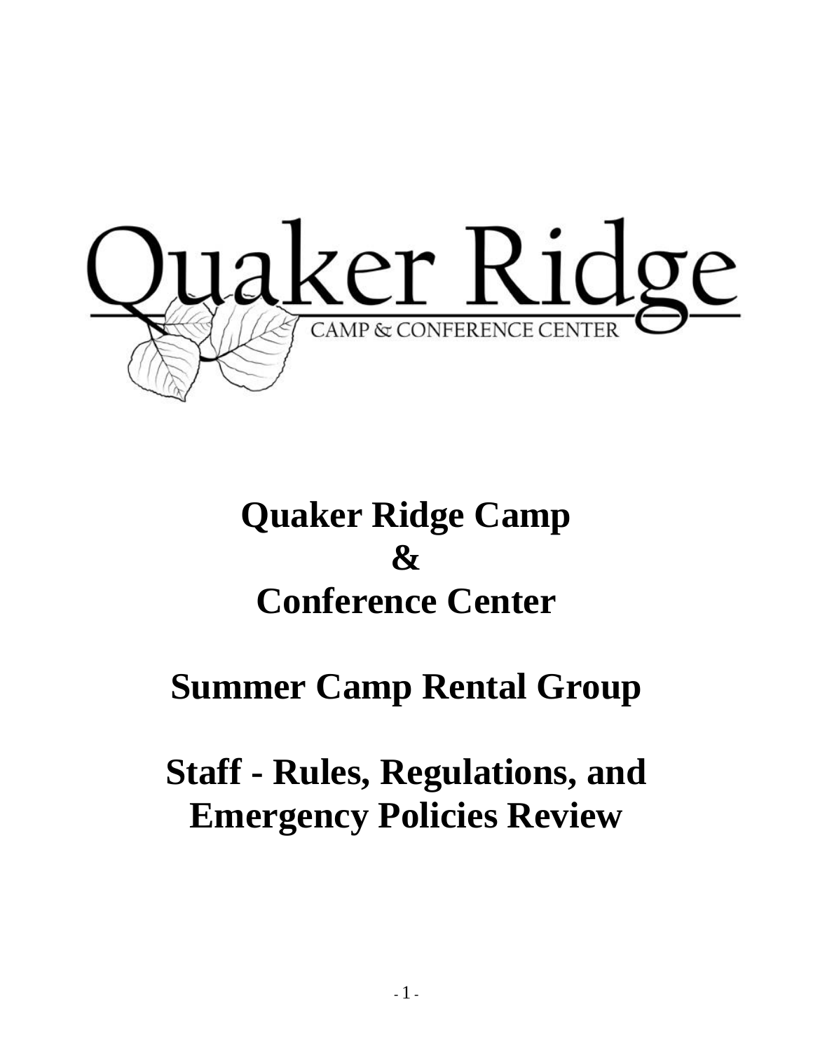Quaker Ridge

CAMP & CONFERENCE CENTER

# Quaker Ridge Camp
# &
# Conference Center

# Summer Camp Rental Group

# Staff - Rules, Regulations, and Emergency Policies Review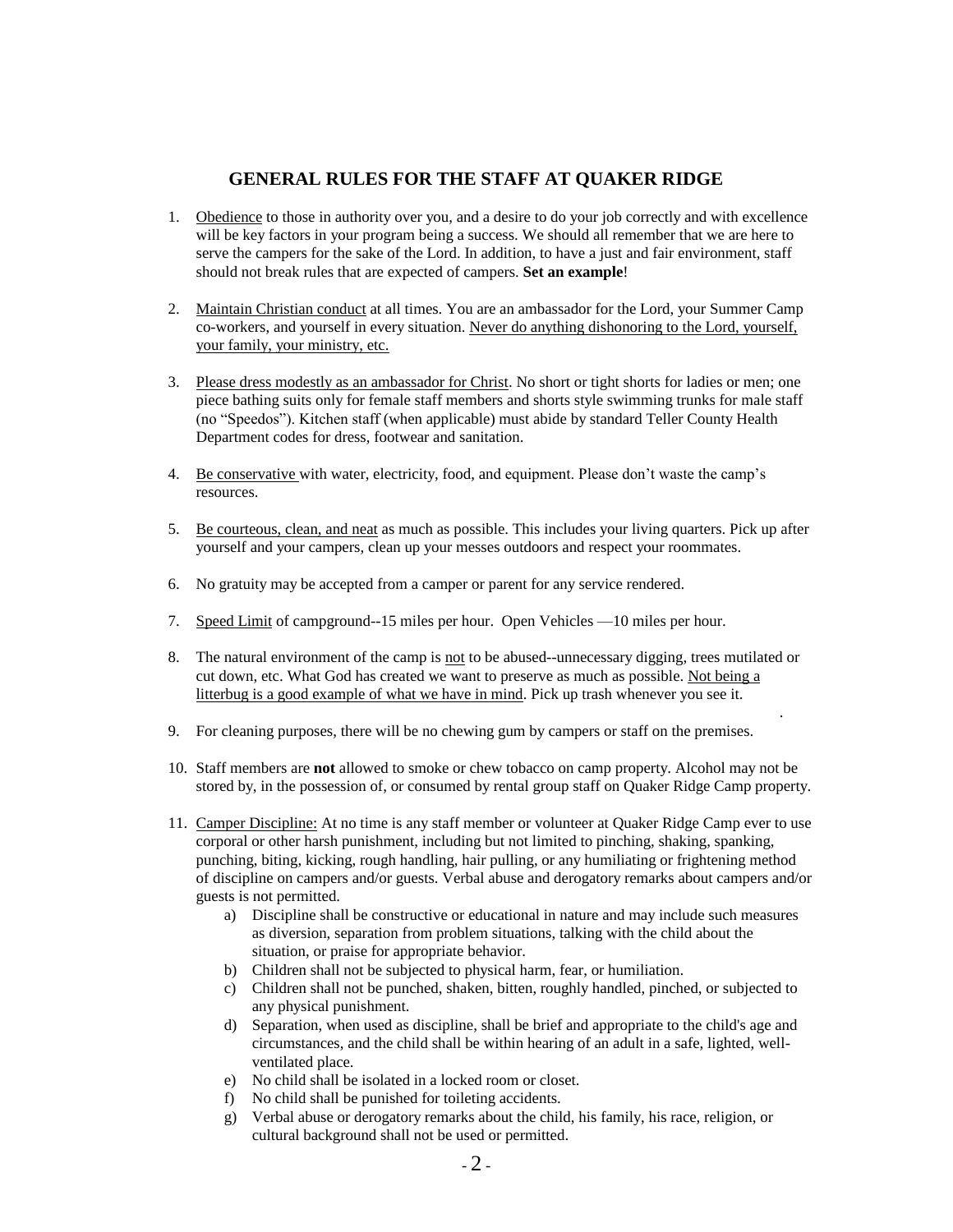## GENERAL RULES FOR THE STAFF AT QUAKER RIDGE

1. Obedience to those in authority over you, and a desire to do your job correctly and with excellence will be key factors in your program being a success. We should all remember that we are here to serve the campers for the sake of the Lord. In addition, to have a just and fair environment, staff should not break rules that are expected of campers. **Set an example**!

2. Maintain Christian conduct at all times. You are an ambassador for the Lord, your Summer Camp co-workers, and yourself in every situation. Never do anything dishonoring to the Lord, yourself, your family, your ministry, etc.

3. Please dress modestly as an ambassador for Christ. No short or tight shorts for ladies or men; one piece bathing suits only for female staff members and shorts style swimming trunks for male staff (no "Speedos"). Kitchen staff (when applicable) must abide by standard Teller County Health Department codes for dress, footwear and sanitation.

4. Be conservative with water, electricity, food, and equipment. Please don't waste the camp's resources.

5. Be courteous, clean, and neat as much as possible. This includes your living quarters. Pick up after yourself and your campers, clean up your messes outdoors and respect your roommates.

6. No gratuity may be accepted from a camper or parent for any service rendered.

7. Speed Limit of campground--15 miles per hour. Open Vehicles —10 miles per hour.

8. The natural environment of the camp is not to be abused--unnecessary digging, trees mutilated or cut down, etc. What God has created we want to preserve as much as possible. Not being a litterbug is a good example of what we have in mind. Pick up trash whenever you see it.

9. For cleaning purposes, there will be no chewing gum by campers or staff on the premises.

10. Staff members are **not** allowed to smoke or chew tobacco on camp property. Alcohol may not be stored by, in the possession of, or consumed by rental group staff on Quaker Ridge Camp property.

11. Camper Discipline: At no time is any staff member or volunteer at Quaker Ridge Camp ever to use corporal or other harsh punishment, including but not limited to pinching, shaking, spanking, punching, biting, kicking, rough handling, hair pulling, or any humiliating or frightening method of discipline on campers and/or guests. Verbal abuse and derogatory remarks about campers and/or guests is not permitted.
    a) Discipline shall be constructive or educational in nature and may include such measures as diversion, separation from problem situations, talking with the child about the situation, or praise for appropriate behavior.
    b) Children shall not be subjected to physical harm, fear, or humiliation.
    c) Children shall not be punched, shaken, bitten, roughly handled, pinched, or subjected to any physical punishment.
    d) Separation, when used as discipline, shall be brief and appropriate to the child's age and circumstances, and the child shall be within hearing of an adult in a safe, lighted, well-ventilated place.
    e) No child shall be isolated in a locked room or closet.
    f) No child shall be punished for toileting accidents.
    g) Verbal abuse or derogatory remarks about the child, his family, his race, religion, or cultural background shall not be used or permitted.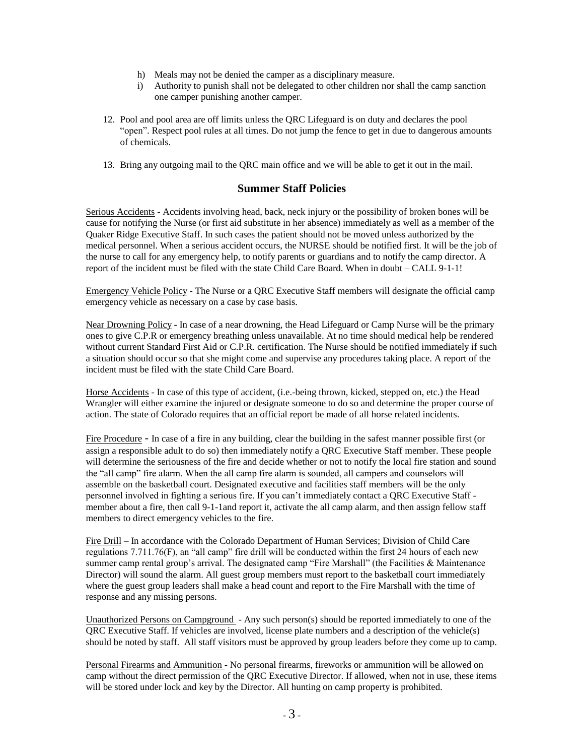h) Meals may not be denied the camper as a disciplinary measure.
i) Authority to punish shall not be delegated to other children nor shall the camp sanction one camper punishing another camper.

12. Pool and pool area are off limits unless the QRC Lifeguard is on duty and declares the pool "open". Respect pool rules at all times. Do not jump the fence to get in due to dangerous amounts of chemicals.

13. Bring any outgoing mail to the QRC main office and we will be able to get it out in the mail.

## Summer Staff Policies

Serious Accidents - Accidents involving head, back, neck injury or the possibility of broken bones will be cause for notifying the Nurse (or first aid substitute in her absence) immediately as well as a member of the Quaker Ridge Executive Staff. In such cases the patient should not be moved unless authorized by the medical personnel. When a serious accident occurs, the NURSE should be notified first. It will be the job of the nurse to call for any emergency help, to notify parents or guardians and to notify the camp director. A report of the incident must be filed with the state Child Care Board. When in doubt – CALL 9-1-1!

Emergency Vehicle Policy - The Nurse or a QRC Executive Staff members will designate the official camp emergency vehicle as necessary on a case by case basis.

Near Drowning Policy - In case of a near drowning, the Head Lifeguard or Camp Nurse will be the primary ones to give C.P.R or emergency breathing unless unavailable. At no time should medical help be rendered without current Standard First Aid or C.P.R. certification. The Nurse should be notified immediately if such a situation should occur so that she might come and supervise any procedures taking place. A report of the incident must be filed with the state Child Care Board.

Horse Accidents - In case of this type of accident, (i.e.-being thrown, kicked, stepped on, etc.) the Head Wrangler will either examine the injured or designate someone to do so and determine the proper course of action. The state of Colorado requires that an official report be made of all horse related incidents.

Fire Procedure - In case of a fire in any building, clear the building in the safest manner possible first (or assign a responsible adult to do so) then immediately notify a QRC Executive Staff member. These people will determine the seriousness of the fire and decide whether or not to notify the local fire station and sound the "all camp" fire alarm. When the all camp fire alarm is sounded, all campers and counselors will assemble on the basketball court. Designated executive and facilities staff members will be the only personnel involved in fighting a serious fire. If you can't immediately contact a QRC Executive Staff - member about a fire, then call 9-1-1and report it, activate the all camp alarm, and then assign fellow staff members to direct emergency vehicles to the fire.

Fire Drill – In accordance with the Colorado Department of Human Services; Division of Child Care regulations 7.711.76(F), an "all camp" fire drill will be conducted within the first 24 hours of each new summer camp rental group's arrival. The designated camp "Fire Marshall" (the Facilities & Maintenance Director) will sound the alarm. All guest group members must report to the basketball court immediately where the guest group leaders shall make a head count and report to the Fire Marshall with the time of response and any missing persons.

Unauthorized Persons on Campground - Any such person(s) should be reported immediately to one of the QRC Executive Staff. If vehicles are involved, license plate numbers and a description of the vehicle(s) should be noted by staff. All staff visitors must be approved by group leaders before they come up to camp.

Personal Firearms and Ammunition - No personal firearms, fireworks or ammunition will be allowed on camp without the direct permission of the QRC Executive Director. If allowed, when not in use, these items will be stored under lock and key by the Director. All hunting on camp property is prohibited.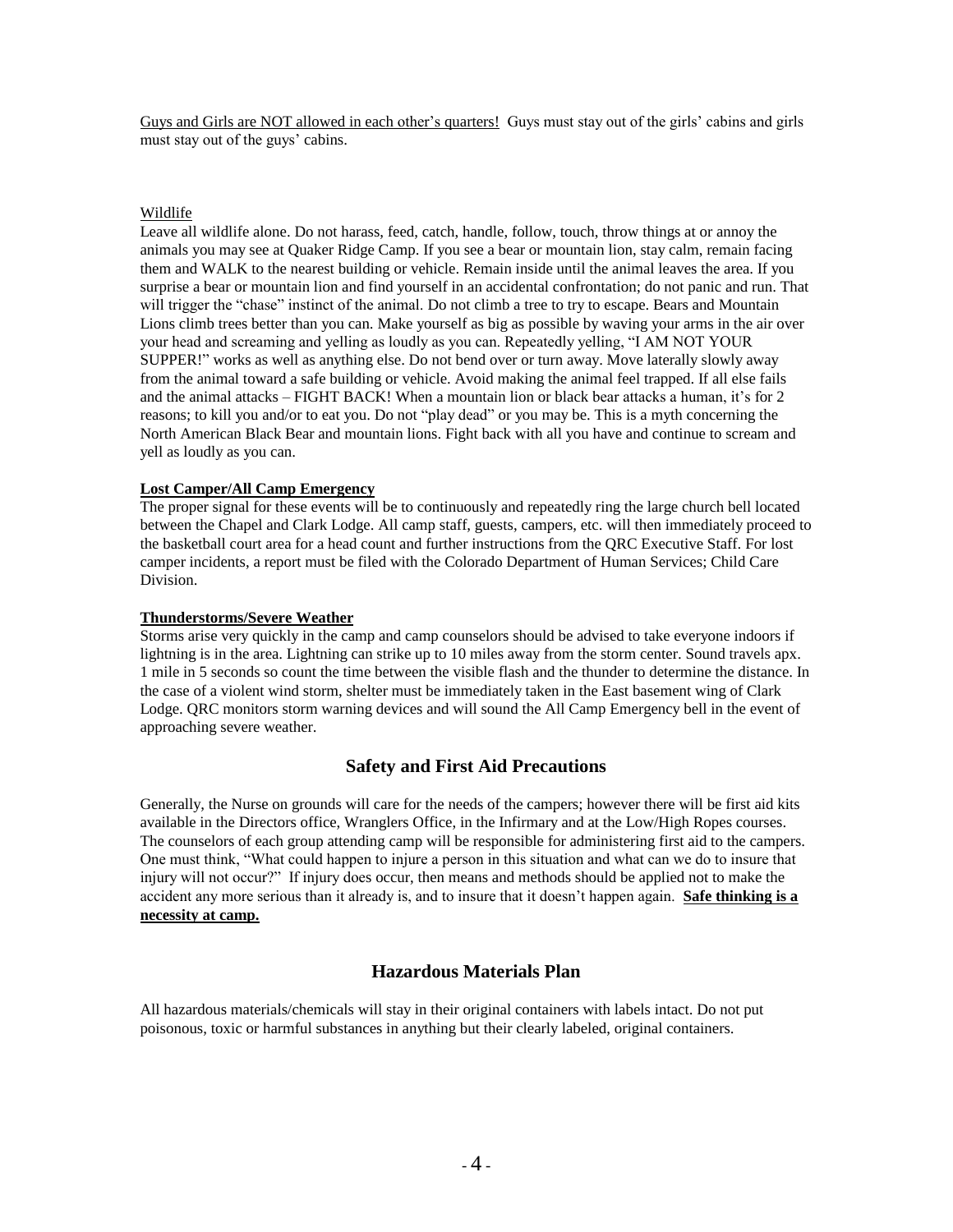Guys and Girls are NOT allowed in each other's quarters! Guys must stay out of the girls' cabins and girls must stay out of the guys' cabins.

Wildlife

Leave all wildlife alone. Do not harass, feed, catch, handle, follow, touch, throw things at or annoy the animals you may see at Quaker Ridge Camp. If you see a bear or mountain lion, stay calm, remain facing them and WALK to the nearest building or vehicle. Remain inside until the animal leaves the area. If you surprise a bear or mountain lion and find yourself in an accidental confrontation; do not panic and run. That will trigger the "chase" instinct of the animal. Do not climb a tree to try to escape. Bears and Mountain Lions climb trees better than you can. Make yourself as big as possible by waving your arms in the air over your head and screaming and yelling as loudly as you can. Repeatedly yelling, "I AM NOT YOUR SUPPER!" works as well as anything else. Do not bend over or turn away. Move laterally slowly away from the animal toward a safe building or vehicle. Avoid making the animal feel trapped. If all else fails and the animal attacks – FIGHT BACK! When a mountain lion or black bear attacks a human, it's for 2 reasons; to kill you and/or to eat you. Do not "play dead" or you may be. This is a myth concerning the North American Black Bear and mountain lions. Fight back with all you have and continue to scream and yell as loudly as you can.

**Lost Camper/All Camp Emergency**

The proper signal for these events will be to continuously and repeatedly ring the large church bell located between the Chapel and Clark Lodge. All camp staff, guests, campers, etc. will then immediately proceed to the basketball court area for a head count and further instructions from the QRC Executive Staff. For lost camper incidents, a report must be filed with the Colorado Department of Human Services; Child Care Division.

**Thunderstorms/Severe Weather**

Storms arise very quickly in the camp and camp counselors should be advised to take everyone indoors if lightning is in the area. Lightning can strike up to 10 miles away from the storm center. Sound travels apx. 1 mile in 5 seconds so count the time between the visible flash and the thunder to determine the distance. In the case of a violent wind storm, shelter must be immediately taken in the East basement wing of Clark Lodge. QRC monitors storm warning devices and will sound the All Camp Emergency bell in the event of approaching severe weather.

## Safety and First Aid Precautions

Generally, the Nurse on grounds will care for the needs of the campers; however there will be first aid kits available in the Directors office, Wranglers Office, in the Infirmary and at the Low/High Ropes courses. The counselors of each group attending camp will be responsible for administering first aid to the campers. One must think, "What could happen to injure a person in this situation and what can we do to insure that injury will not occur?" If injury does occur, then means and methods should be applied not to make the accident any more serious than it already is, and to insure that it doesn't happen again. **Safe thinking is a necessity at camp.**

## Hazardous Materials Plan

All hazardous materials/chemicals will stay in their original containers with labels intact. Do not put poisonous, toxic or harmful substances in anything but their clearly labeled, original containers.